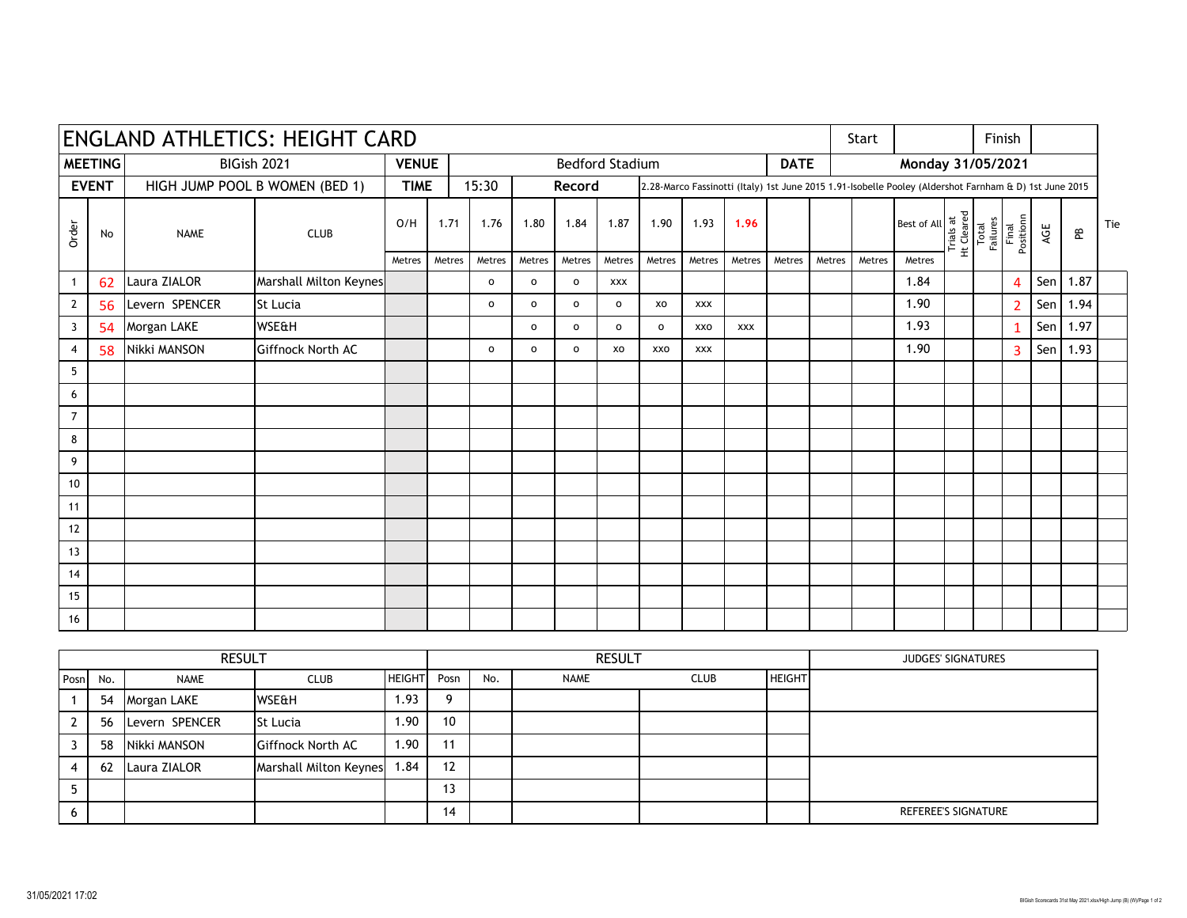# ENGLAND ATHLETICS: HEIGHT CARD

| | | | | | | | |
|---|---|---|---|---|---|---|---|
| Start | | Finish | | | | | |
| **MEETING** | BIGish 2021 | **VENUE** | Bedford Stadium | **DATE** | **Monday 31/05/2021** | | |
| **EVENT** | HIGH JUMP POOL B WOMEN (BED 1) | **TIME** | 15:30 | **Record** | 2.28-Marco Fassinotti (Italy) 1st June 2015 1.91-Isobelle Pooley (Aldershot Farnham & D) 1st June 2015 | | |

| Order | No | NAME | CLUB | O/H | 1.71 | 1.76 | 1.80 | 1.84 | 1.87 | 1.90 | 1.93 | 1.96 | | | | Best of All | Trials at Ht Cleared | Total Failures | Final Positionn | AGE | PB | Tie |
|---|---|---|---|---|---|---|---|---|---|---|---|---|---|---|---|---|---|---|---|---|---|---|
| | | | | Metres | Metres | Metres | Metres | Metres | Metres | Metres | Metres | Metres | Metres | Metres | Metres | Metres | | | | | | |
| 1 | 62 | Laura ZIALOR | Marshall Milton Keynes | | | o | o | o | xxx | | | | | | | 1.84 | | | 4 | Sen | 1.87 | |
| 2 | 56 | Levern SPENCER | St Lucia | | | o | o | o | o | xo | xxx | | | | | 1.90 | | | 2 | Sen | 1.94 | |
| 3 | 54 | Morgan LAKE | WSE&H | | | | o | o | o | o | xxo | xxx | | | | 1.93 | | | 1 | Sen | 1.97 | |
| 4 | 58 | Nikki MANSON | Giffnock North AC | | | o | o | o | xo | xxo | xxx | | | | | 1.90 | | | 3 | Sen | 1.93 | |
| 5 | | | | | | | | | | | | | | | | | | | | | | |
| 6 | | | | | | | | | | | | | | | | | | | | | | |
| 7 | | | | | | | | | | | | | | | | | | | | | | |
| 8 | | | | | | | | | | | | | | | | | | | | | | |
| 9 | | | | | | | | | | | | | | | | | | | | | | |
| 10 | | | | | | | | | | | | | | | | | | | | | | |
| 11 | | | | | | | | | | | | | | | | | | | | | | |
| 12 | | | | | | | | | | | | | | | | | | | | | | |
| 13 | | | | | | | | | | | | | | | | | | | | | | |
| 14 | | | | | | | | | | | | | | | | | | | | | | |
| 15 | | | | | | | | | | | | | | | | | | | | | | |
| 16 | | | | | | | | | | | | | | | | | | | | | | |

| RESULT | | | | | RESULT | | | | | JUDGES' SIGNATURES |
|---|---|---|---|---|---|---|---|---|---|---|
| Posn | No. | NAME | CLUB | HEIGHT | Posn | No. | NAME | CLUB | HEIGHT | |
| 1 | 54 | Morgan LAKE | WSE&H | 1.93 | 9 | | | | | |
| 2 | 56 | Levern SPENCER | St Lucia | 1.90 | 10 | | | | | |
| 3 | 58 | Nikki MANSON | Giffnock North AC | 1.90 | 11 | | | | | |
| 4 | 62 | Laura ZIALOR | Marshall Milton Keynes | 1.84 | 12 | | | | | |
| 5 | | | | | 13 | | | | | |
| 6 | | | | | 14 | | | | | REFEREE'S SIGNATURE |

31/05/2021 17:02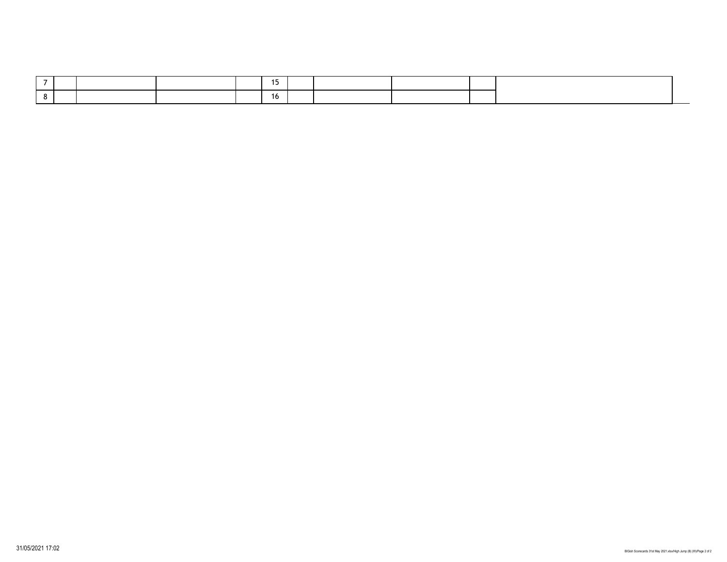| | | | | | | | | | | |
|---|---|---|---|---|---|---|---|---|---|---|
| 7 | | | | | 15 | | | | | |
| 8 | | | | | 16 | | | | | |